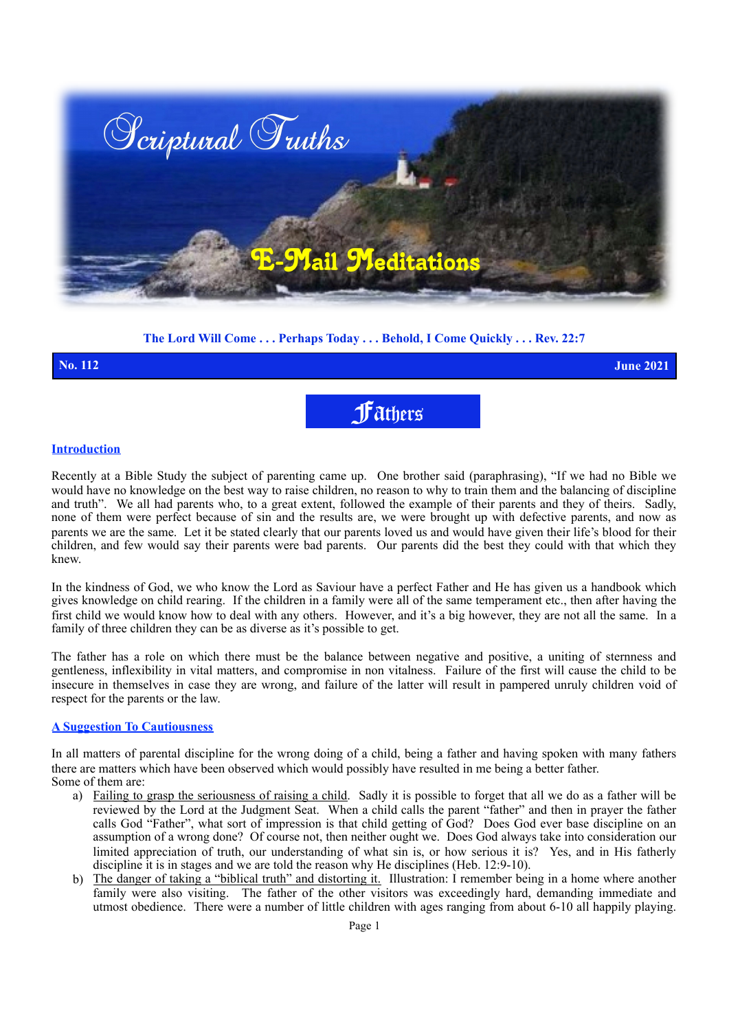# Scriptural Truths

## E-Mail Meditations

**The Lord Will Come . . . Perhaps Today . . . Behold, I Come Quickly . . . Rev. 22:7**

**No. 112** **June 2021**

# Fathers

**Introduction**

Recently at a Bible Study the subject of parenting came up. One brother said (paraphrasing), "If we had no Bible we would have no knowledge on the best way to raise children, no reason to why to train them and the balancing of discipline and truth". We all had parents who, to a great extent, followed the example of their parents and they of theirs. Sadly, none of them were perfect because of sin and the results are, we were brought up with defective parents, and now as parents we are the same. Let it be stated clearly that our parents loved us and would have given their life's blood for their children, and few would say their parents were bad parents. Our parents did the best they could with that which they knew.

In the kindness of God, we who know the Lord as Saviour have a perfect Father and He has given us a handbook which gives knowledge on child rearing. If the children in a family were all of the same temperament etc., then after having the first child we would know how to deal with any others. However, and it's a big however, they are not all the same. In a family of three children they can be as diverse as it's possible to get.

The father has a role on which there must be the balance between negative and positive, a uniting of sternness and gentleness, inflexibility in vital matters, and compromise in non vitalness. Failure of the first will cause the child to be insecure in themselves in case they are wrong, and failure of the latter will result in pampered unruly children void of respect for the parents or the law.

**A Suggestion To Cautiousness**

In all matters of parental discipline for the wrong doing of a child, being a father and having spoken with many fathers there are matters which have been observed which would possibly have resulted in me being a better father.
Some of them are:

a) Failing to grasp the seriousness of raising a child. Sadly it is possible to forget that all we do as a father will be reviewed by the Lord at the Judgment Seat. When a child calls the parent "father" and then in prayer the father calls God "Father", what sort of impression is that child getting of God? Does God ever base discipline on an assumption of a wrong done? Of course not, then neither ought we. Does God always take into consideration our limited appreciation of truth, our understanding of what sin is, or how serious it is? Yes, and in His fatherly discipline it is in stages and we are told the reason why He disciplines (Heb. 12:9-10).
b) The danger of taking a "biblical truth" and distorting it. Illustration: I remember being in a home where another family were also visiting. The father of the other visitors was exceedingly hard, demanding immediate and utmost obedience. There were a number of little children with ages ranging from about 6-10 all happily playing.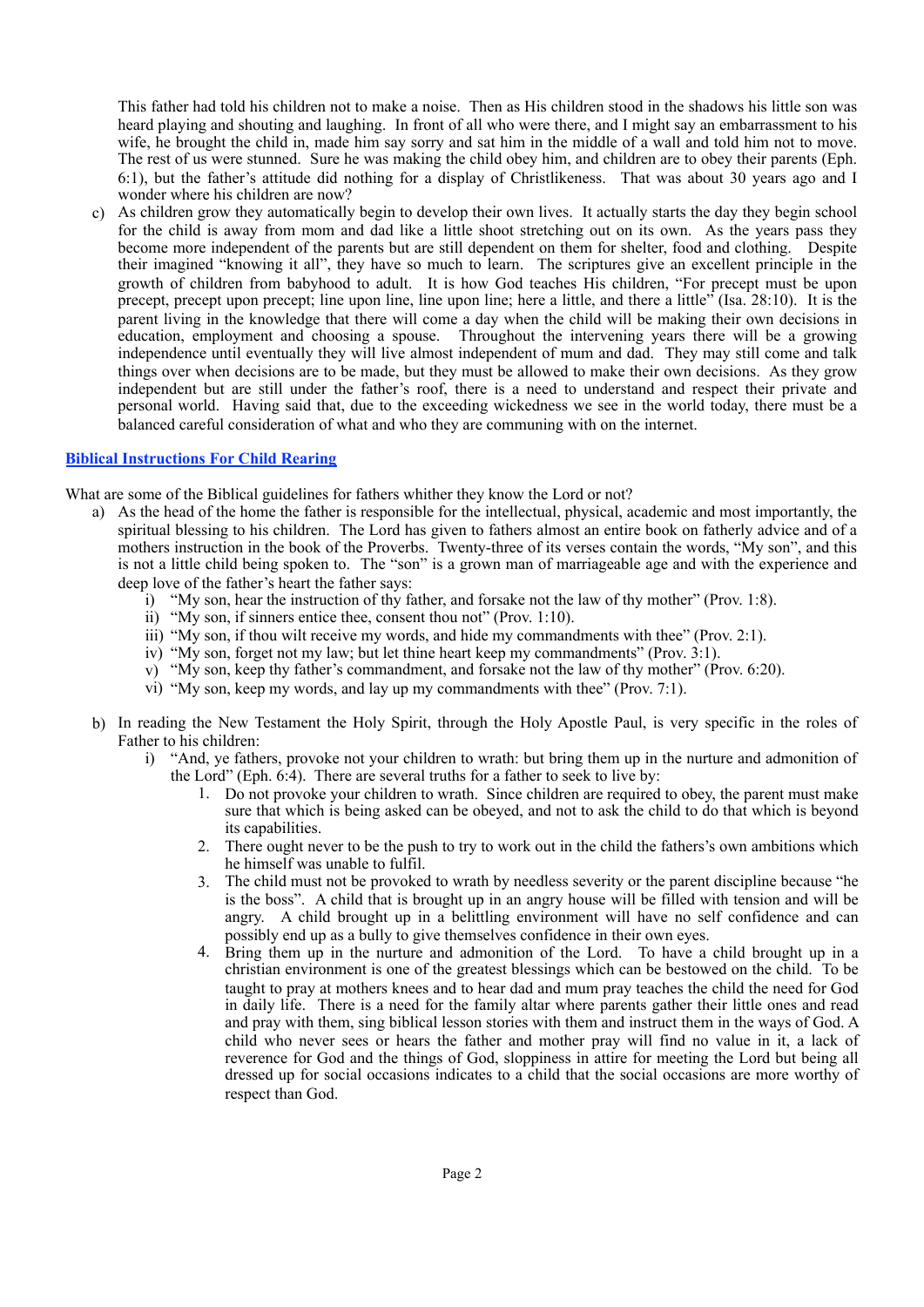This father had told his children not to make a noise. Then as His children stood in the shadows his little son was heard playing and shouting and laughing. In front of all who were there, and I might say an embarrassment to his wife, he brought the child in, made him say sorry and sat him in the middle of a wall and told him not to move. The rest of us were stunned. Sure he was making the child obey him, and children are to obey their parents (Eph. 6:1), but the father's attitude did nothing for a display of Christlikeness. That was about 30 years ago and I wonder where his children are now?

c) As children grow they automatically begin to develop their own lives. It actually starts the day they begin school for the child is away from mom and dad like a little shoot stretching out on its own. As the years pass they become more independent of the parents but are still dependent on them for shelter, food and clothing. Despite their imagined "knowing it all", they have so much to learn. The scriptures give an excellent principle in the growth of children from babyhood to adult. It is how God teaches His children, "For precept must be upon precept, precept upon precept; line upon line, line upon line; here a little, and there a little" (Isa. 28:10). It is the parent living in the knowledge that there will come a day when the child will be making their own decisions in education, employment and choosing a spouse. Throughout the intervening years there will be a growing independence until eventually they will live almost independent of mum and dad. They may still come and talk things over when decisions are to be made, but they must be allowed to make their own decisions. As they grow independent but are still under the father's roof, there is a need to understand and respect their private and personal world. Having said that, due to the exceeding wickedness we see in the world today, there must be a balanced careful consideration of what and who they are communing with on the internet.

## Biblical Instructions For Child Rearing

What are some of the Biblical guidelines for fathers whither they know the Lord or not?

a) As the head of the home the father is responsible for the intellectual, physical, academic and most importantly, the spiritual blessing to his children. The Lord has given to fathers almost an entire book on fatherly advice and of a mothers instruction in the book of the Proverbs. Twenty-three of its verses contain the words, "My son", and this is not a little child being spoken to. The "son" is a grown man of marriageable age and with the experience and deep love of the father's heart the father says:
   i) "My son, hear the instruction of thy father, and forsake not the law of thy mother" (Prov. 1:8).
   ii) "My son, if sinners entice thee, consent thou not" (Prov. 1:10).
   iii) "My son, if thou wilt receive my words, and hide my commandments with thee" (Prov. 2:1).
   iv) "My son, forget not my law; but let thine heart keep my commandments" (Prov. 3:1).
   v) "My son, keep thy father's commandment, and forsake not the law of thy mother" (Prov. 6:20).
   vi) "My son, keep my words, and lay up my commandments with thee" (Prov. 7:1).

b) In reading the New Testament the Holy Spirit, through the Holy Apostle Paul, is very specific in the roles of Father to his children:
   i) "And, ye fathers, provoke not your children to wrath: but bring them up in the nurture and admonition of the Lord" (Eph. 6:4). There are several truths for a father to seek to live by:
      1. Do not provoke your children to wrath. Since children are required to obey, the parent must make sure that which is being asked can be obeyed, and not to ask the child to do that which is beyond its capabilities.
      2. There ought never to be the push to try to work out in the child the fathers's own ambitions which he himself was unable to fulfil.
      3. The child must not be provoked to wrath by needless severity or the parent discipline because "he is the boss". A child that is brought up in an angry house will be filled with tension and will be angry. A child brought up in a belittling environment will have no self confidence and can possibly end up as a bully to give themselves confidence in their own eyes.
      4. Bring them up in the nurture and admonition of the Lord. To have a child brought up in a christian environment is one of the greatest blessings which can be bestowed on the child. To be taught to pray at mothers knees and to hear dad and mum pray teaches the child the need for God in daily life. There is a need for the family altar where parents gather their little ones and read and pray with them, sing biblical lesson stories with them and instruct them in the ways of God. A child who never sees or hears the father and mother pray will find no value in it, a lack of reverence for God and the things of God, sloppiness in attire for meeting the Lord but being all dressed up for social occasions indicates to a child that the social occasions are more worthy of respect than God.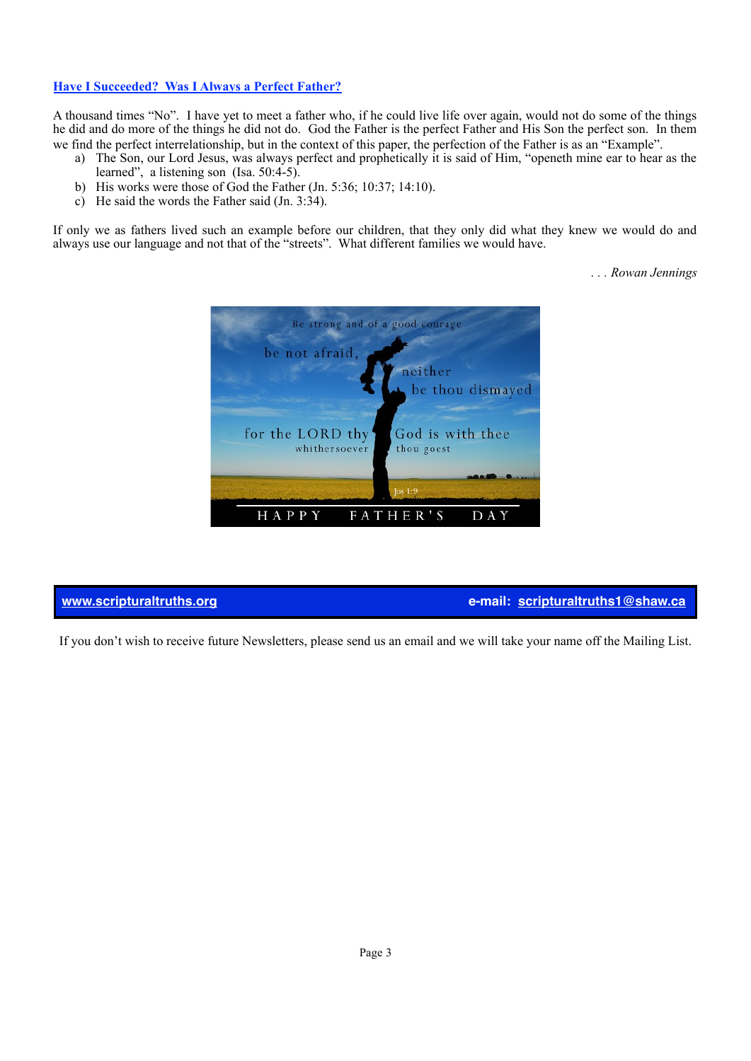## Have I Succeeded? Was I Always a Perfect Father?

A thousand times "No". I have yet to meet a father who, if he could live life over again, would not do some of the things he did and do more of the things he did not do. God the Father is the perfect Father and His Son the perfect son. In them we find the perfect interrelationship, but in the context of this paper, the perfection of the Father is as an "Example".

a) The Son, our Lord Jesus, was always perfect and prophetically it is said of Him, "openeth mine ear to hear as the learned", a listening son (Isa. 50:4-5).
b) His works were those of God the Father (Jn. 5:36; 10:37; 14:10).
c) He said the words the Father said (Jn. 3:34).

If only we as fathers lived such an example before our children, that they only did what they knew we would do and always use our language and not that of the "streets". What different families we would have.

*. . . Rowan Jennings*

Be strong and of a good courage
be not afraid,
neither
be thou dismayed
for the LORD thy God is with thee
whithersoever thou goest
Jos 1:9

HAPPY FATHER'S DAY

**www.scripturaltruths.org** **e-mail: scripturaltruths1@shaw.ca**

If you don't wish to receive future Newsletters, please send us an email and we will take your name off the Mailing List.